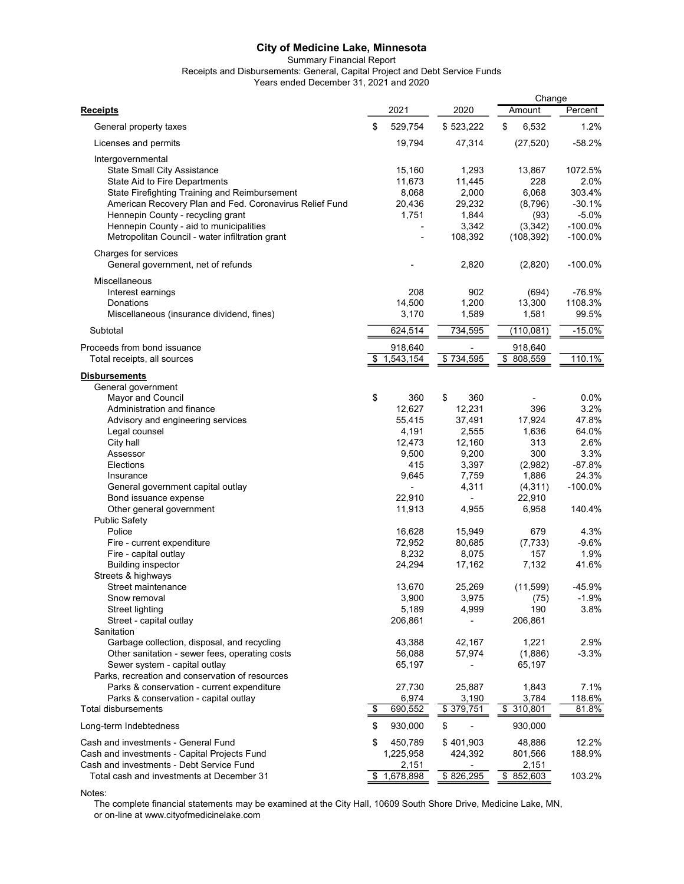# City of Medicine Lake, Minnesota

Summary Financial Report

Receipts and Disbursements: General, Capital Project and Debt Service Funds

Years ended December 31, 2021 and 2020

| **Receipts** | 2021 | 2020 | Change Amount | Change Percent |
|---|---|---|---|---|
| General property taxes | $ 529,754 | $ 523,222 | $ 6,532 | 1.2% |
| Licenses and permits | 19,794 | 47,314 | (27,520) | -58.2% |
| Intergovernmental | | | | |
| State Small City Assistance | 15,160 | 1,293 | 13,867 | 1072.5% |
| State Aid to Fire Departments | 11,673 | 11,445 | 228 | 2.0% |
| State Firefighting Training and Reimbursement | 8,068 | 2,000 | 6,068 | 303.4% |
| American Recovery Plan and Fed. Coronavirus Relief Fund | 20,436 | 29,232 | (8,796) | -30.1% |
| Hennepin County - recycling grant | 1,751 | 1,844 | (93) | -5.0% |
| Hennepin County - aid to municipalities | - | 3,342 | (3,342) | -100.0% |
| Metropolitan Council - water infiltration grant | - | 108,392 | (108,392) | -100.0% |
| Charges for services | | | | |
| General government, net of refunds | - | 2,820 | (2,820) | -100.0% |
| Miscellaneous | | | | |
| Interest earnings | 208 | 902 | (694) | -76.9% |
| Donations | 14,500 | 1,200 | 13,300 | 1108.3% |
| Miscellaneous (insurance dividend, fines) | 3,170 | 1,589 | 1,581 | 99.5% |
| Subtotal | 624,514 | 734,595 | (110,081) | -15.0% |
| Proceeds from bond issuance | 918,640 | - | 918,640 | |
| Total receipts, all sources | $ 1,543,154 | $ 734,595 | $ 808,559 | 110.1% |
| **Disbursements** | | | | |
| General government | | | | |
| Mayor and Council | $ 360 | $ 360 | - | 0.0% |
| Administration and finance | 12,627 | 12,231 | 396 | 3.2% |
| Advisory and engineering services | 55,415 | 37,491 | 17,924 | 47.8% |
| Legal counsel | 4,191 | 2,555 | 1,636 | 64.0% |
| City hall | 12,473 | 12,160 | 313 | 2.6% |
| Assessor | 9,500 | 9,200 | 300 | 3.3% |
| Elections | 415 | 3,397 | (2,982) | -87.8% |
| Insurance | 9,645 | 7,759 | 1,886 | 24.3% |
| General government capital outlay | - | 4,311 | (4,311) | -100.0% |
| Bond issuance expense | 22,910 | - | 22,910 | |
| Other general government | 11,913 | 4,955 | 6,958 | 140.4% |
| Public Safety | | | | |
| Police | 16,628 | 15,949 | 679 | 4.3% |
| Fire - current expenditure | 72,952 | 80,685 | (7,733) | -9.6% |
| Fire - capital outlay | 8,232 | 8,075 | 157 | 1.9% |
| Building inspector | 24,294 | 17,162 | 7,132 | 41.6% |
| Streets & highways | | | | |
| Street maintenance | 13,670 | 25,269 | (11,599) | -45.9% |
| Snow removal | 3,900 | 3,975 | (75) | -1.9% |
| Street lighting | 5,189 | 4,999 | 190 | 3.8% |
| Street - capital outlay | 206,861 | - | 206,861 | |
| Sanitation | | | | |
| Garbage collection, disposal, and recycling | 43,388 | 42,167 | 1,221 | 2.9% |
| Other sanitation - sewer fees, operating costs | 56,088 | 57,974 | (1,886) | -3.3% |
| Sewer system - capital outlay | 65,197 | - | 65,197 | |
| Parks, recreation and conservation of resources | | | | |
| Parks & conservation - current expenditure | 27,730 | 25,887 | 1,843 | 7.1% |
| Parks & conservation - capital outlay | 6,974 | 3,190 | 3,784 | 118.6% |
| Total disbursements | $ 690,552 | $ 379,751 | $ 310,801 | 81.8% |
| Long-term Indebtedness | $ 930,000 | $ - | 930,000 | |
| Cash and investments - General Fund | $ 450,789 | $ 401,903 | 48,886 | 12.2% |
| Cash and investments - Capital Projects Fund | 1,225,958 | 424,392 | 801,566 | 188.9% |
| Cash and investments - Debt Service Fund | 2,151 | - | 2,151 | |
| Total cash and investments at December 31 | $ 1,678,898 | $ 826,295 | $ 852,603 | 103.2% |

Notes:

The complete financial statements may be examined at the City Hall, 10609 South Shore Drive, Medicine Lake, MN, or on-line at www.cityofmedicinelake.com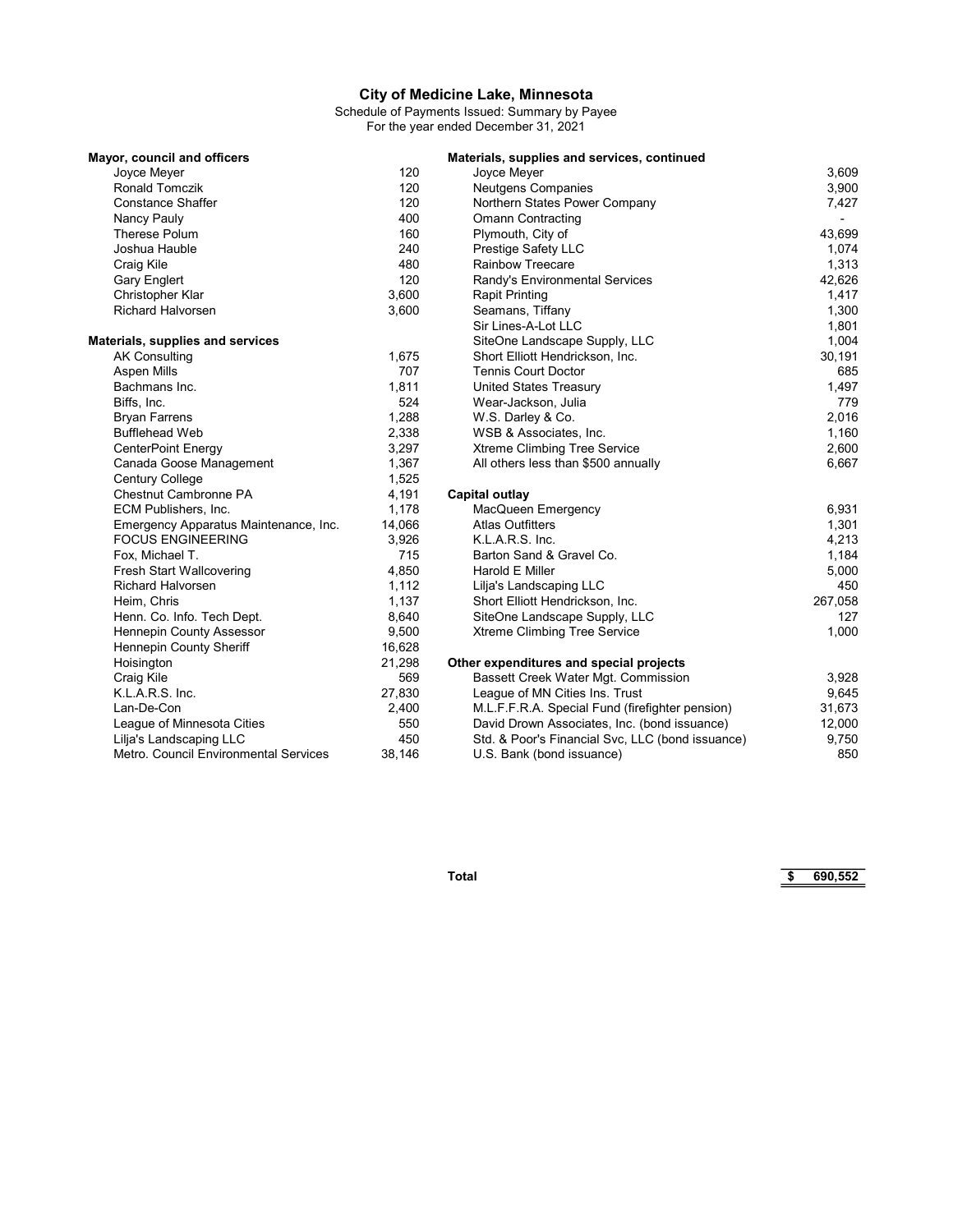# City of Medicine Lake, Minnesota

Schedule of Payments Issued: Summary by Payee
For the year ended December 31, 2021

| Payee | Amount |
|---|---|
| **Mayor, council and officers** | |
| Joyce Meyer | 120 |
| Ronald Tomczik | 120 |
| Constance Shaffer | 120 |
| Nancy Pauly | 400 |
| Therese Polum | 160 |
| Joshua Hauble | 240 |
| Craig Kile | 480 |
| Gary Englert | 120 |
| Christopher Klar | 3,600 |
| Richard Halvorsen | 3,600 |
| **Materials, supplies and services** | |
| AK Consulting | 1,675 |
| Aspen Mills | 707 |
| Bachmans Inc. | 1,811 |
| Biffs, Inc. | 524 |
| Bryan Farrens | 1,288 |
| Bufflehead Web | 2,338 |
| CenterPoint Energy | 3,297 |
| Canada Goose Management | 1,367 |
| Century College | 1,525 |
| Chestnut Cambronne PA | 4,191 |
| ECM Publishers, Inc. | 1,178 |
| Emergency Apparatus Maintenance, Inc. | 14,066 |
| FOCUS ENGINEERING | 3,926 |
| Fox, Michael T. | 715 |
| Fresh Start Wallcovering | 4,850 |
| Richard Halvorsen | 1,112 |
| Heim, Chris | 1,137 |
| Henn. Co. Info. Tech Dept. | 8,640 |
| Hennepin County Assessor | 9,500 |
| Hennepin County Sheriff | 16,628 |
| Hoisington | 21,298 |
| Craig Kile | 569 |
| K.L.A.R.S. Inc. | 27,830 |
| Lan-De-Con | 2,400 |
| League of Minnesota Cities | 550 |
| Lilja's Landscaping LLC | 450 |
| Metro. Council Environmental Services | 38,146 |
| **Materials, supplies and services, continued** | |
| Joyce Meyer | 3,609 |
| Neutgens Companies | 3,900 |
| Northern States Power Company | 7,427 |
| Omann Contracting | - |
| Plymouth, City of | 43,699 |
| Prestige Safety LLC | 1,074 |
| Rainbow Treecare | 1,313 |
| Randy's Environmental Services | 42,626 |
| Rapit Printing | 1,417 |
| Seamans, Tiffany | 1,300 |
| Sir Lines-A-Lot LLC | 1,801 |
| SiteOne Landscape Supply, LLC | 1,004 |
| Short Elliott Hendrickson, Inc. | 30,191 |
| Tennis Court Doctor | 685 |
| United States Treasury | 1,497 |
| Wear-Jackson, Julia | 779 |
| W.S. Darley & Co. | 2,016 |
| WSB & Associates, Inc. | 1,160 |
| Xtreme Climbing Tree Service | 2,600 |
| All others less than $500 annually | 6,667 |
| **Capital outlay** | |
| MacQueen Emergency | 6,931 |
| Atlas Outfitters | 1,301 |
| K.L.A.R.S. Inc. | 4,213 |
| Barton Sand & Gravel Co. | 1,184 |
| Harold E Miller | 5,000 |
| Lilja's Landscaping LLC | 450 |
| Short Elliott Hendrickson, Inc. | 267,058 |
| SiteOne Landscape Supply, LLC | 127 |
| Xtreme Climbing Tree Service | 1,000 |
| **Other expenditures and special projects** | |
| Bassett Creek Water Mgt. Commission | 3,928 |
| League of MN Cities Ins. Trust | 9,645 |
| M.L.F.F.R.A. Special Fund (firefighter pension) | 31,673 |
| David Drown Associates, Inc. (bond issuance) | 12,000 |
| Std. & Poor's Financial Svc, LLC (bond issuance) | 9,750 |
| U.S. Bank (bond issuance) | 850 |
| **Total** | **$ 690,552** |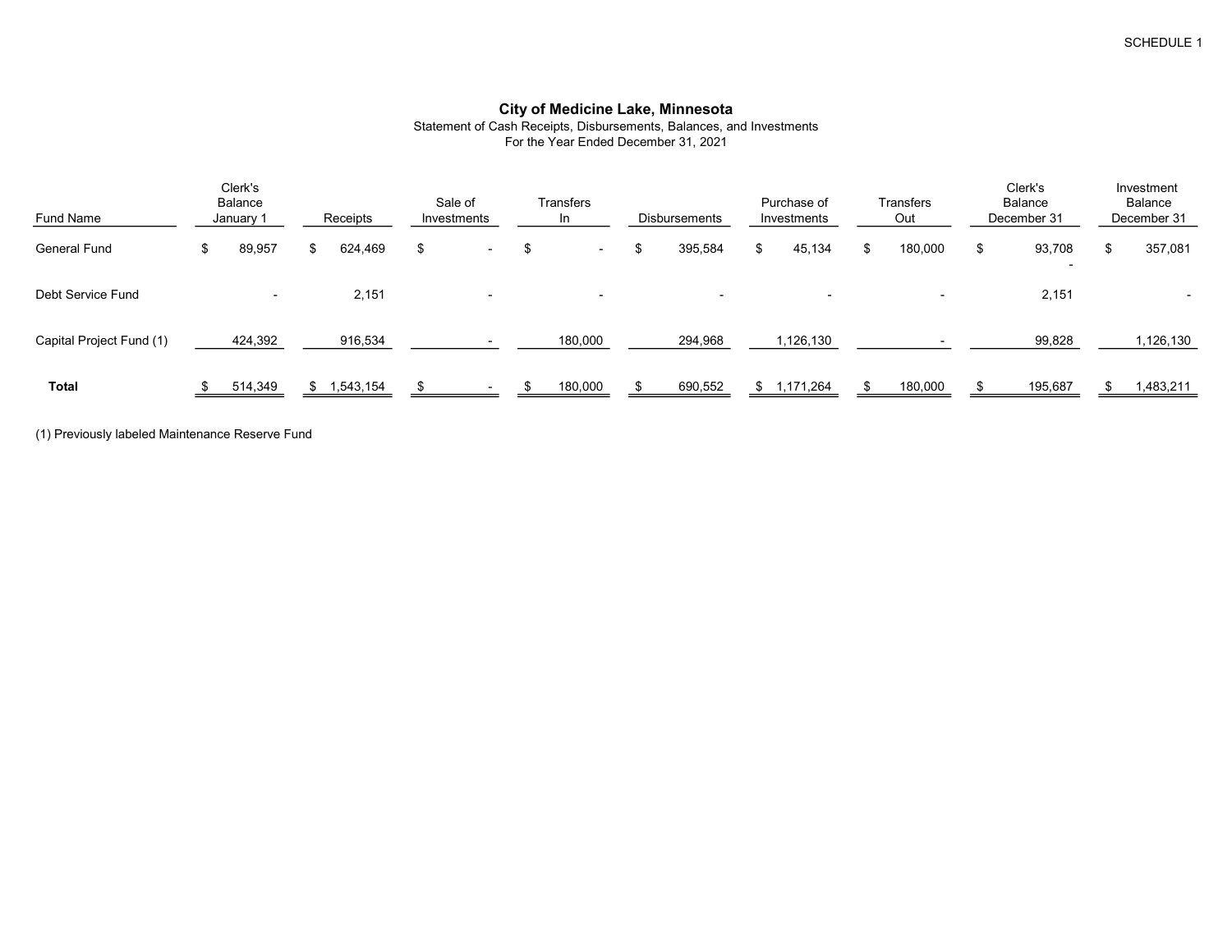SCHEDULE 1

## City of Medicine Lake, Minnesota

Statement of Cash Receipts, Disbursements, Balances, and Investments
For the Year Ended December 31, 2021

| Fund Name | Clerk's Balance January 1 | Receipts | Sale of Investments | Transfers In | Disbursements | Purchase of Investments | Transfers Out | Clerk's Balance December 31 | Investment Balance December 31 |
|---|---|---|---|---|---|---|---|---|---|
| General Fund | $ 89,957 | $ 624,469 | $ - | $ - | $ 395,584 | $ 45,134 | $ 180,000 | $ 93,708 | $ 357,081 |
| Debt Service Fund | - | 2,151 | - | - | - | - | - | 2,151 | - |
| Capital Project Fund (1) | 424,392 | 916,534 | - | 180,000 | 294,968 | 1,126,130 | - | 99,828 | 1,126,130 |
| **Total** | $ 514,349 | $ 1,543,154 | $ - | $ 180,000 | $ 690,552 | $ 1,171,264 | $ 180,000 | $ 195,687 | $ 1,483,211 |

(1) Previously labeled Maintenance Reserve Fund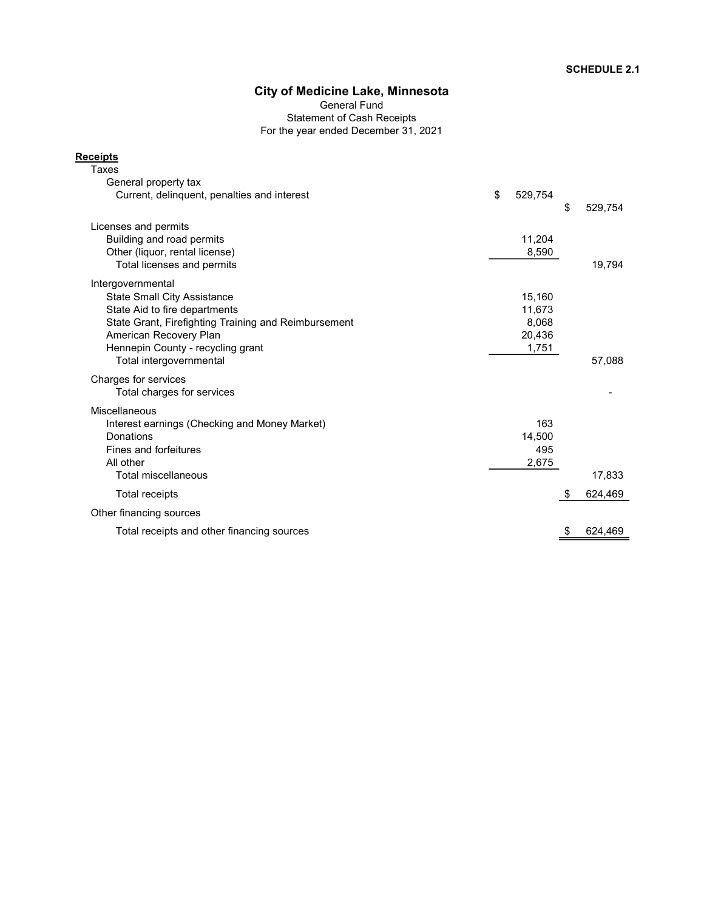SCHEDULE 2.1

# City of Medicine Lake, Minnesota

General Fund
Statement of Cash Receipts
For the year ended December 31, 2021

| | | |
|---|---|---|
| **Receipts** | | |
| Taxes | | |
| General property tax | | |
| Current, delinquent, penalties and interest | $ 529,754 | |
| | | $ 529,754 |
| Licenses and permits | | |
| Building and road permits | 11,204 | |
| Other (liquor, rental license) | 8,590 | |
| Total licenses and permits | | 19,794 |
| Intergovernmental | | |
| State Small City Assistance | 15,160 | |
| State Aid to fire departments | 11,673 | |
| State Grant, Firefighting Training and Reimbursement | 8,068 | |
| American Recovery Plan | 20,436 | |
| Hennepin County - recycling grant | 1,751 | |
| Total intergovernmental | | 57,088 |
| Charges for services | | |
| Total charges for services | | - |
| Miscellaneous | | |
| Interest earnings (Checking and Money Market) | 163 | |
| Donations | 14,500 | |
| Fines and forfeitures | 495 | |
| All other | 2,675 | |
| Total miscellaneous | | 17,833 |
| Total receipts | | $ 624,469 |
| Other financing sources | | |
| Total receipts and other financing sources | | $ 624,469 |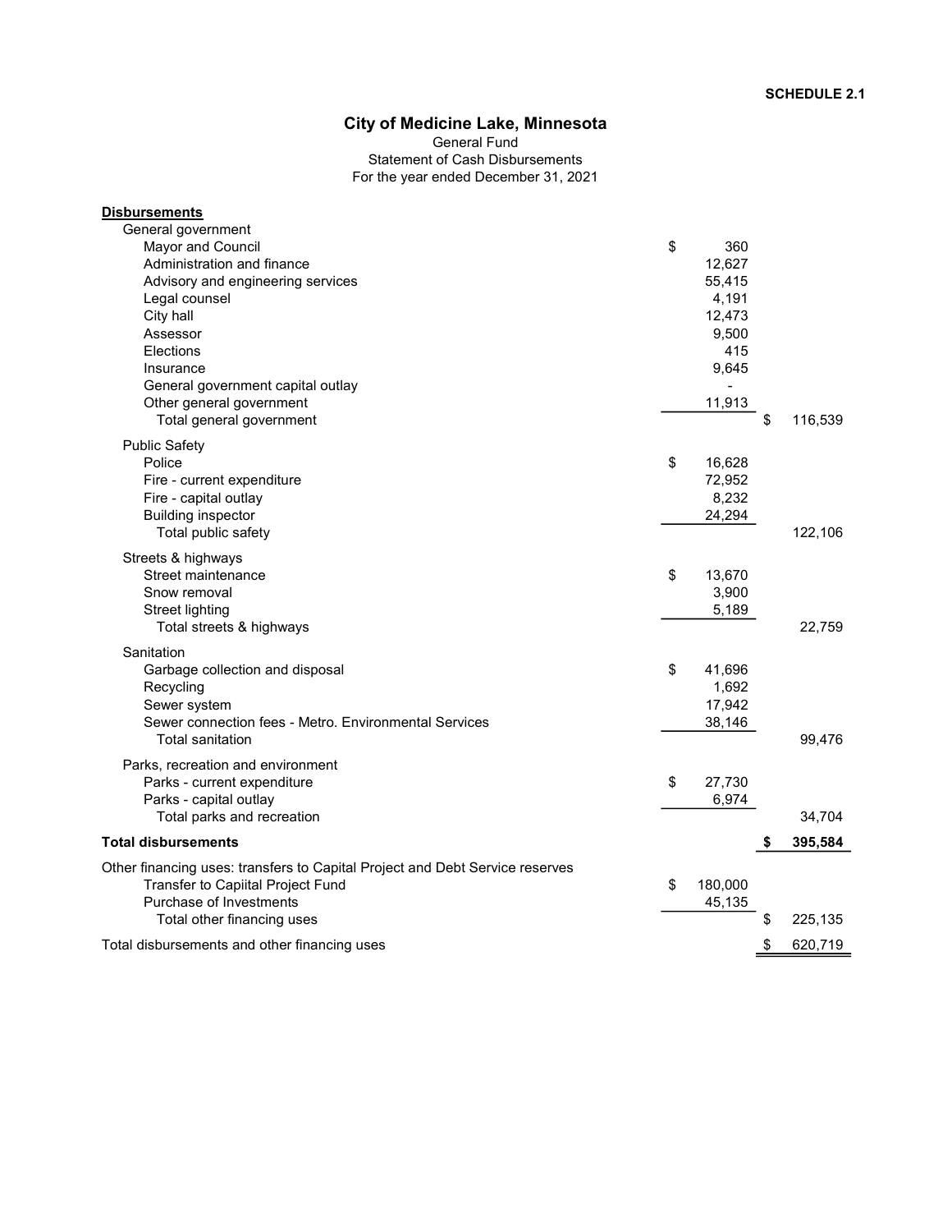SCHEDULE 2.1

# City of Medicine Lake, Minnesota

General Fund
Statement of Cash Disbursements
For the year ended December 31, 2021

| | | |
|---|---|---|
| **Disbursements** | | |
| General government | | |
| Mayor and Council | $ 360 | |
| Administration and finance | 12,627 | |
| Advisory and engineering services | 55,415 | |
| Legal counsel | 4,191 | |
| City hall | 12,473 | |
| Assessor | 9,500 | |
| Elections | 415 | |
| Insurance | 9,645 | |
| General government capital outlay | - | |
| Other general government | 11,913 | |
| Total general government | | $ 116,539 |
| Public Safety | | |
| Police | $ 16,628 | |
| Fire - current expenditure | 72,952 | |
| Fire - capital outlay | 8,232 | |
| Building inspector | 24,294 | |
| Total public safety | | 122,106 |
| Streets & highways | | |
| Street maintenance | $ 13,670 | |
| Snow removal | 3,900 | |
| Street lighting | 5,189 | |
| Total streets & highways | | 22,759 |
| Sanitation | | |
| Garbage collection and disposal | $ 41,696 | |
| Recycling | 1,692 | |
| Sewer system | 17,942 | |
| Sewer connection fees - Metro. Environmental Services | 38,146 | |
| Total sanitation | | 99,476 |
| Parks, recreation and environment | | |
| Parks - current expenditure | $ 27,730 | |
| Parks - capital outlay | 6,974 | |
| Total parks and recreation | | 34,704 |
| **Total disbursements** | | **$ 395,584** |
| Other financing uses: transfers to Capital Project and Debt Service reserves | | |
| Transfer to Capiital Project Fund | $ 180,000 | |
| Purchase of Investments | 45,135 | |
| Total other financing uses | | $ 225,135 |
| Total disbursements and other financing uses | | $ 620,719 |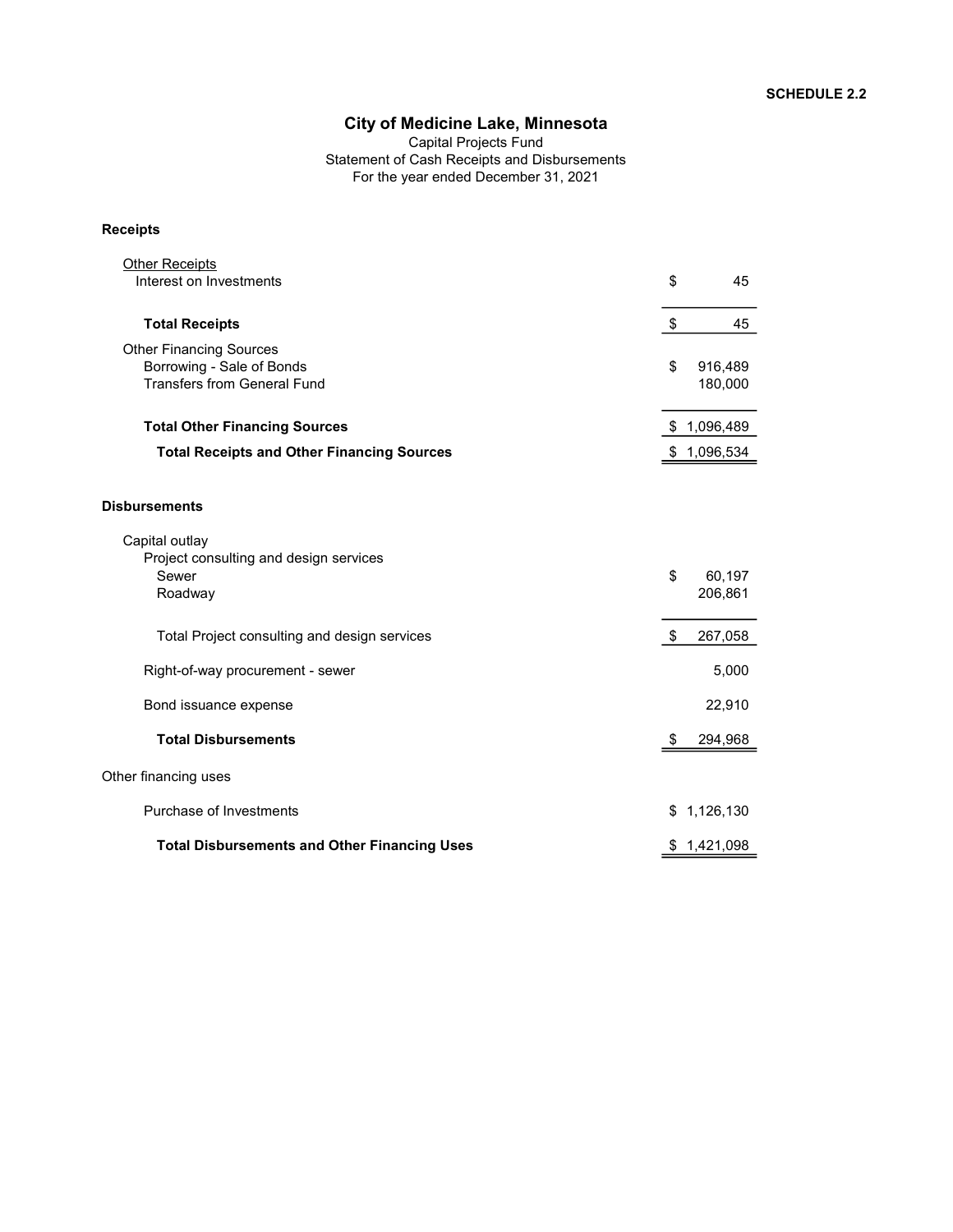**SCHEDULE 2.2**

# City of Medicine Lake, Minnesota

Capital Projects Fund
Statement of Cash Receipts and Disbursements
For the year ended December 31, 2021

| | |
|---|---|
| **Receipts** | |
| Other Receipts | |
| Interest on Investments | $ 45 |
| **Total Receipts** | $ 45 |
| Other Financing Sources | |
| Borrowing - Sale of Bonds | $ 916,489 |
| Transfers from General Fund | 180,000 |
| **Total Other Financing Sources** | $ 1,096,489 |
| **Total Receipts and Other Financing Sources** | $ 1,096,534 |
| **Disbursements** | |
| Capital outlay | |
| Project consulting and design services | |
| Sewer | $ 60,197 |
| Roadway | 206,861 |
| Total Project consulting and design services | $ 267,058 |
| Right-of-way procurement - sewer | 5,000 |
| Bond issuance expense | 22,910 |
| **Total Disbursements** | $ 294,968 |
| Other financing uses | |
| Purchase of Investments | $ 1,126,130 |
| **Total Disbursements and Other Financing Uses** | $ 1,421,098 |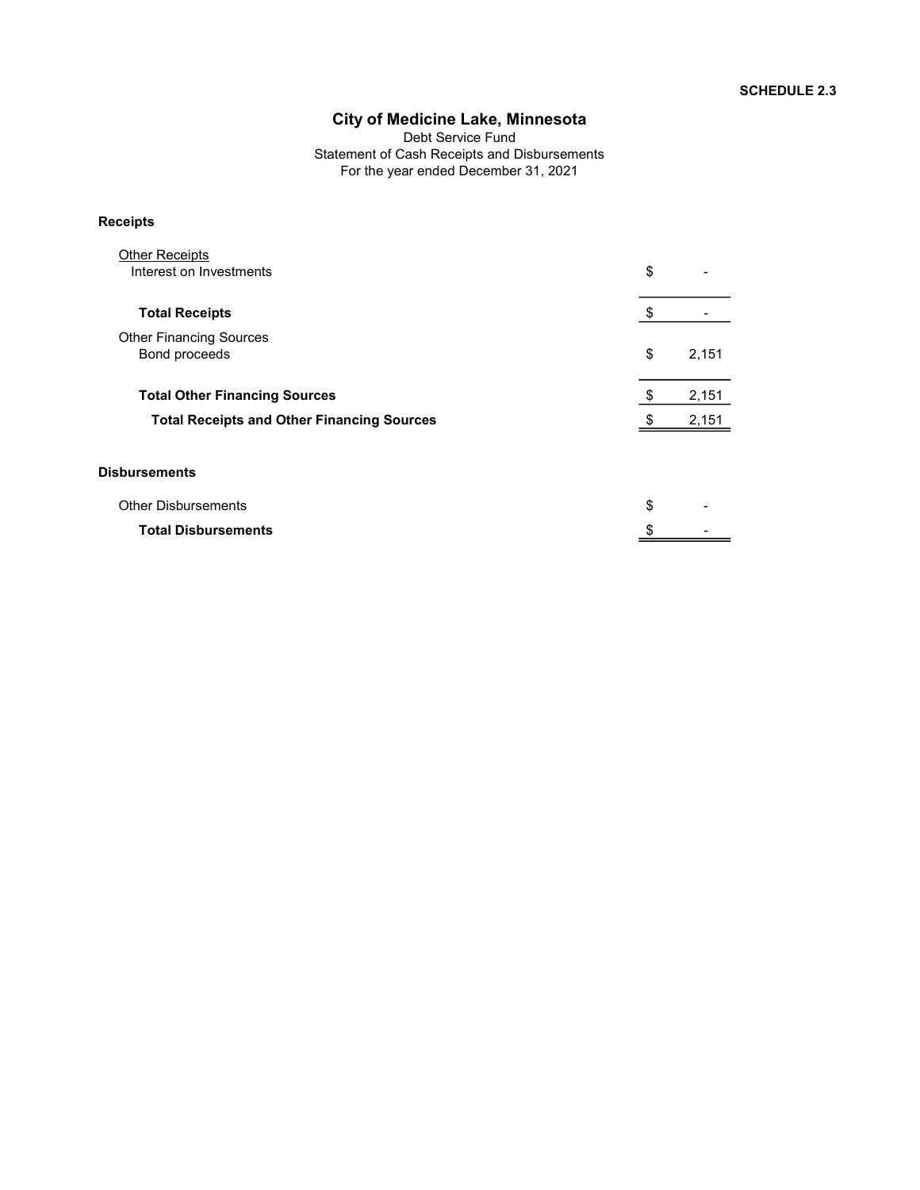SCHEDULE 2.3

# City of Medicine Lake, Minnesota

Debt Service Fund
Statement of Cash Receipts and Disbursements
For the year ended December 31, 2021

| | |
|---|---|
| **Receipts** | |
| Other Receipts | |
| Interest on Investments | $ - |
| **Total Receipts** | $ - |
| Other Financing Sources | |
| Bond proceeds | $ 2,151 |
| **Total Other Financing Sources** | $ 2,151 |
| **Total Receipts and Other Financing Sources** | $ 2,151 |
| **Disbursements** | |
| Other Disbursements | $ - |
| **Total Disbursements** | $ - |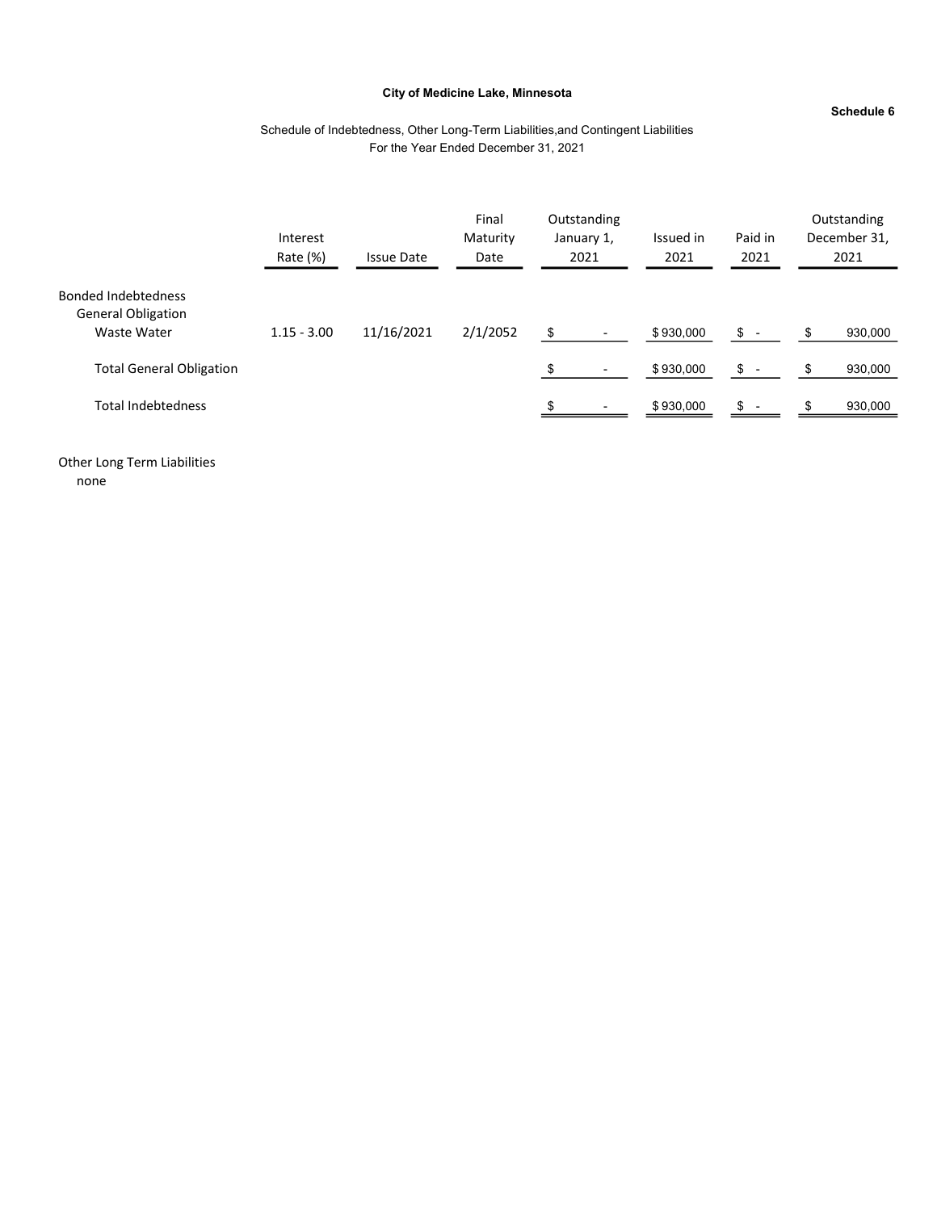**City of Medicine Lake, Minnesota**

**Schedule 6**

Schedule of Indebtedness, Other Long-Term Liabilities,and Contingent Liabilities
For the Year Ended December 31, 2021

| | Interest Rate (%) | Issue Date | Final Maturity Date | Outstanding January 1, 2021 | Issued in 2021 | Paid in 2021 | Outstanding December 31, 2021 |
|---|---|---|---|---|---|---|---|
| Bonded Indebtedness | | | | | | | |
| General Obligation | | | | | | | |
| Waste Water | 1.15 - 3.00 | 11/16/2021 | 2/1/2052 | $ - | $ 930,000 | $ - | $ 930,000 |
| Total General Obligation | | | | $ - | $ 930,000 | $ - | $ 930,000 |
| Total Indebtedness | | | | $ - | $ 930,000 | $ - | $ 930,000 |

Other Long Term Liabilities
none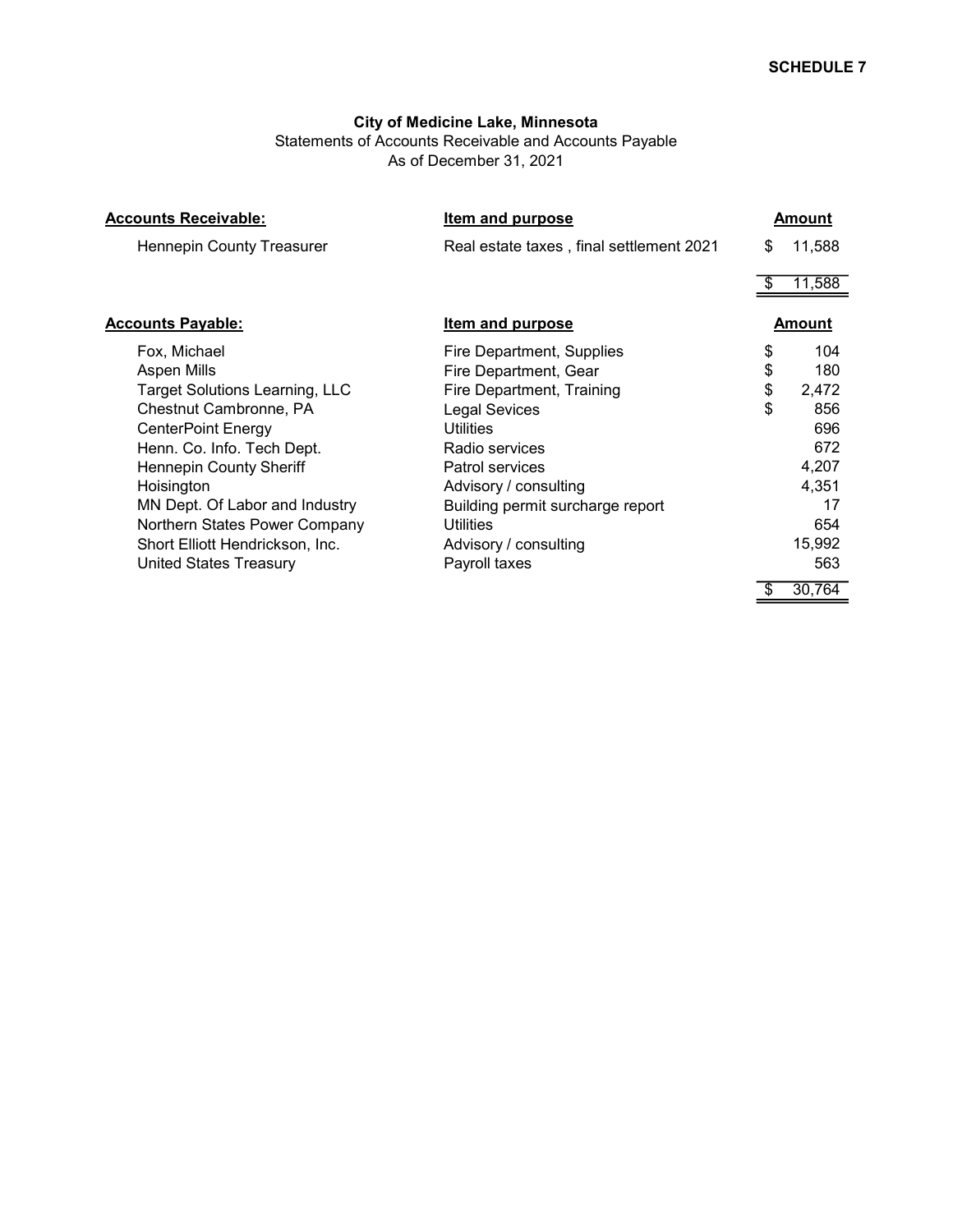**SCHEDULE 7**

**City of Medicine Lake, Minnesota**

Statements of Accounts Receivable and Accounts Payable

As of December 31, 2021

| **Accounts Receivable:** | **Item and purpose** | **Amount** |
|---|---|---|
| Hennepin County Treasurer | Real estate taxes , final settlement 2021 | $ 11,588 |
| | | $ 11,588 |

| **Accounts Payable:** | **Item and purpose** | **Amount** |
|---|---|---|
| Fox, Michael | Fire Department, Supplies | $ 104 |
| Aspen Mills | Fire Department, Gear | $ 180 |
| Target Solutions Learning, LLC | Fire Department, Training | $ 2,472 |
| Chestnut Cambronne, PA | Legal Sevices | $ 856 |
| CenterPoint Energy | Utilities | 696 |
| Henn. Co. Info. Tech Dept. | Radio services | 672 |
| Hennepin County Sheriff | Patrol services | 4,207 |
| Hoisington | Advisory / consulting | 4,351 |
| MN Dept. Of Labor and Industry | Building permit surcharge report | 17 |
| Northern States Power Company | Utilities | 654 |
| Short Elliott Hendrickson, Inc. | Advisory / consulting | 15,992 |
| United States Treasury | Payroll taxes | 563 |
| | | $ 30,764 |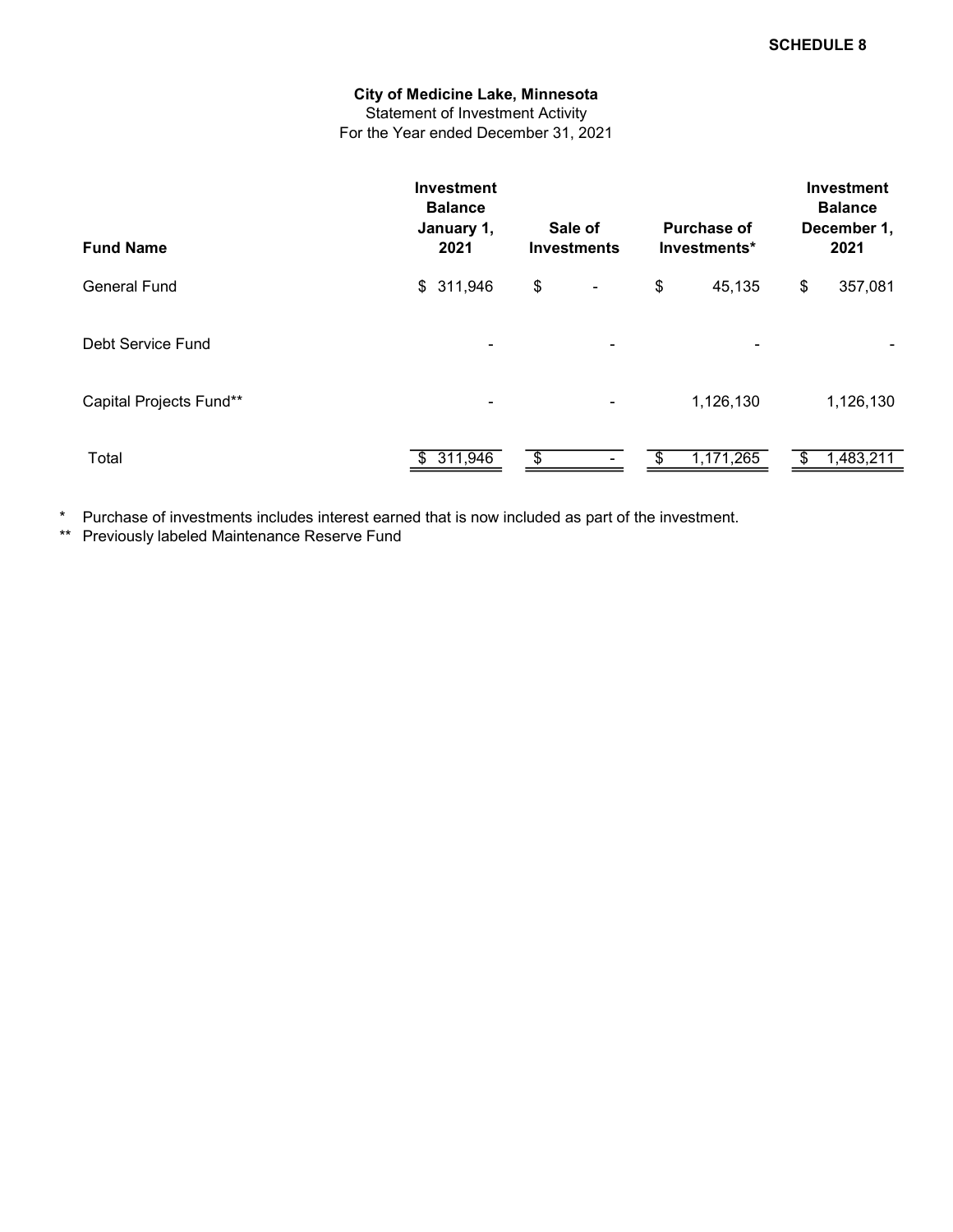**SCHEDULE 8**

**City of Medicine Lake, Minnesota**
Statement of Investment Activity
For the Year ended December 31, 2021

| **Fund Name** | **Investment Balance January 1, 2021** | **Sale of Investments** | **Purchase of Investments*** | **Investment Balance December 1, 2021** |
|---|---|---|---|---|
| General Fund | $ 311,946 | $ - | $ 45,135 | $ 357,081 |
| Debt Service Fund | - | - | - | - |
| Capital Projects Fund** | - | - | 1,126,130 | 1,126,130 |
| Total | $ 311,946 | $ - | $ 1,171,265 | $ 1,483,211 |

\* Purchase of investments includes interest earned that is now included as part of the investment.

\** Previously labeled Maintenance Reserve Fund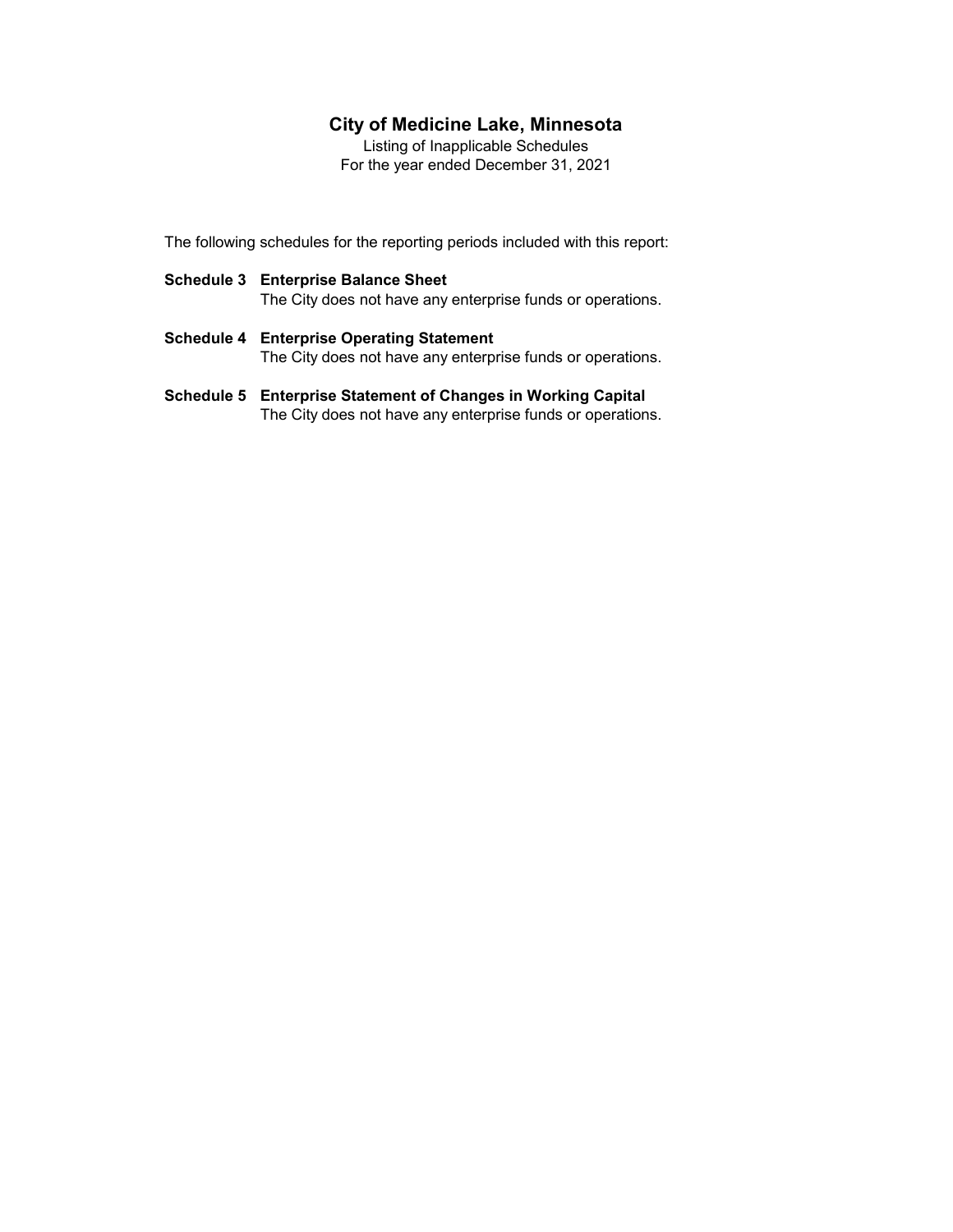# City of Medicine Lake, Minnesota

Listing of Inapplicable Schedules
For the year ended December 31, 2021

The following schedules for the reporting periods included with this report:

**Schedule 3 Enterprise Balance Sheet**
The City does not have any enterprise funds or operations.

**Schedule 4 Enterprise Operating Statement**
The City does not have any enterprise funds or operations.

**Schedule 5 Enterprise Statement of Changes in Working Capital**
The City does not have any enterprise funds or operations.